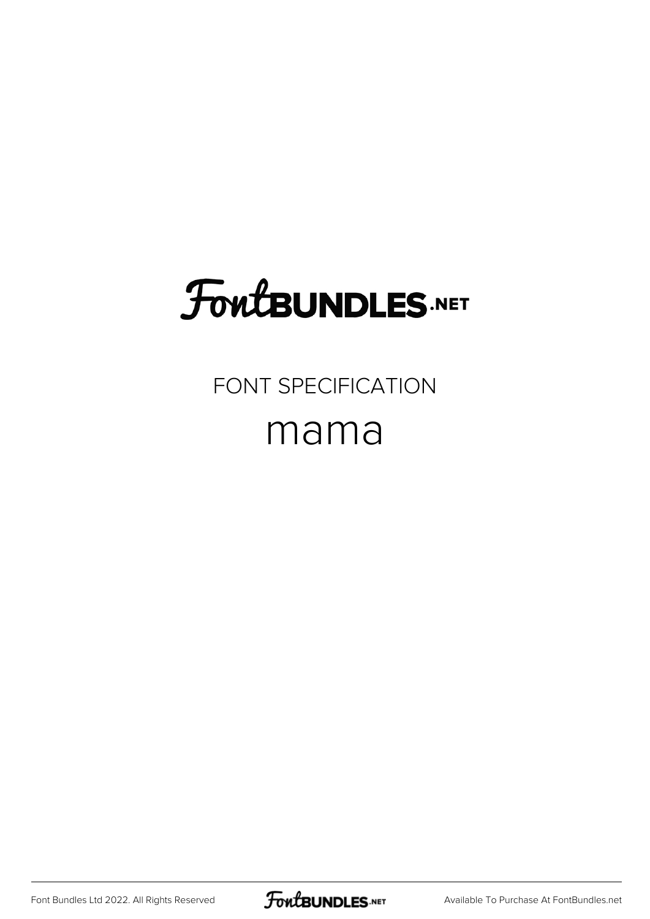FontBUNDLES.NET

FONT SPECIFICATION

# mama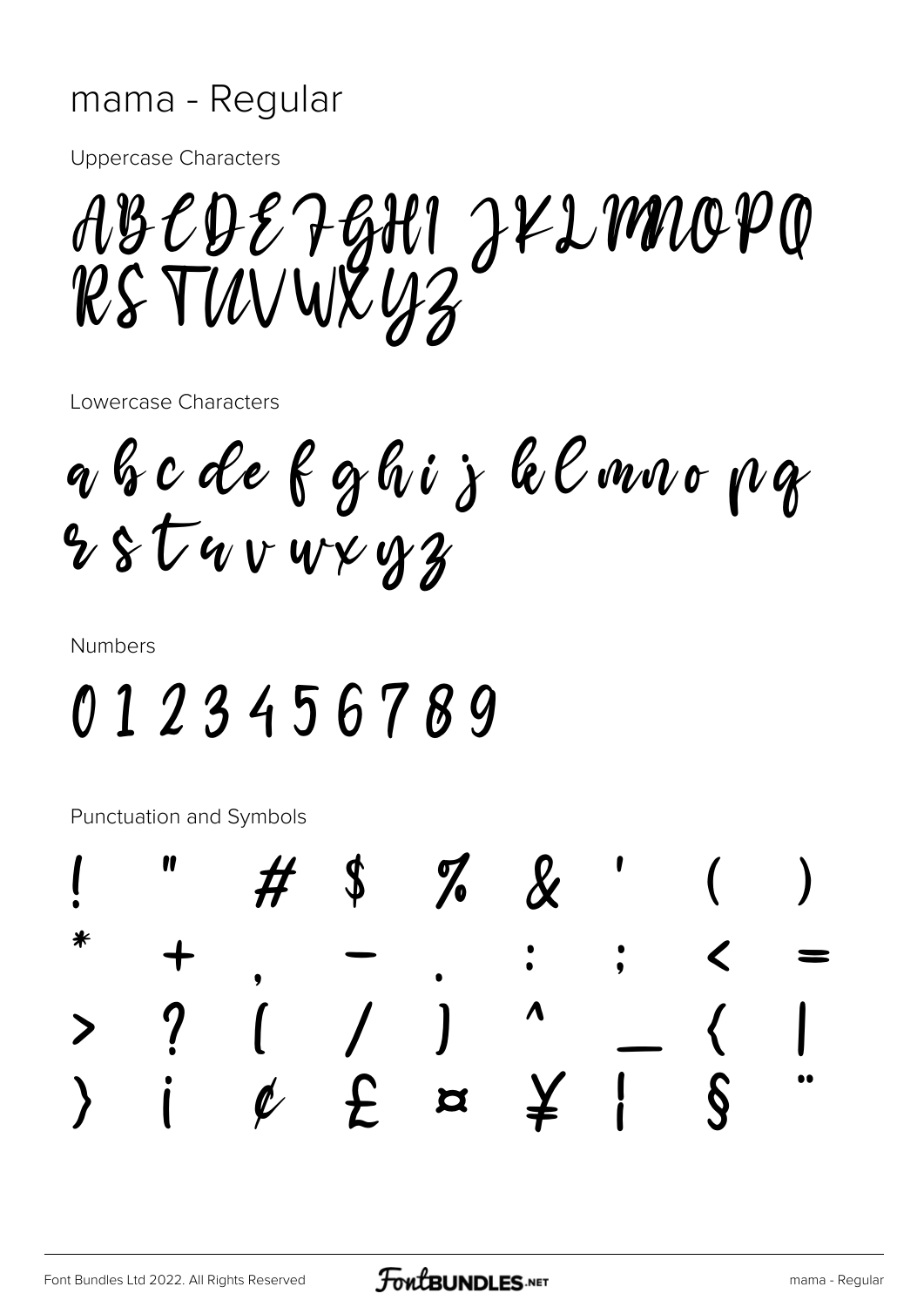mama - Regular

Uppercase Characters

ABCDEFGHI JKLMNOPQ
RSTUVWXYZ

Lowercase Characters

a b c de f g h i j k l m n o p q
r s t u v w x y z

Numbers

0 1 2 3 4 5 6 7 8 9

Punctuation and Symbols

! " # $ % & ' ( )
* + , - . : ; < =
> ? [ / ] ^ _ { |
} ¡ ¢ £ ¤ ¥ ¦ § ¨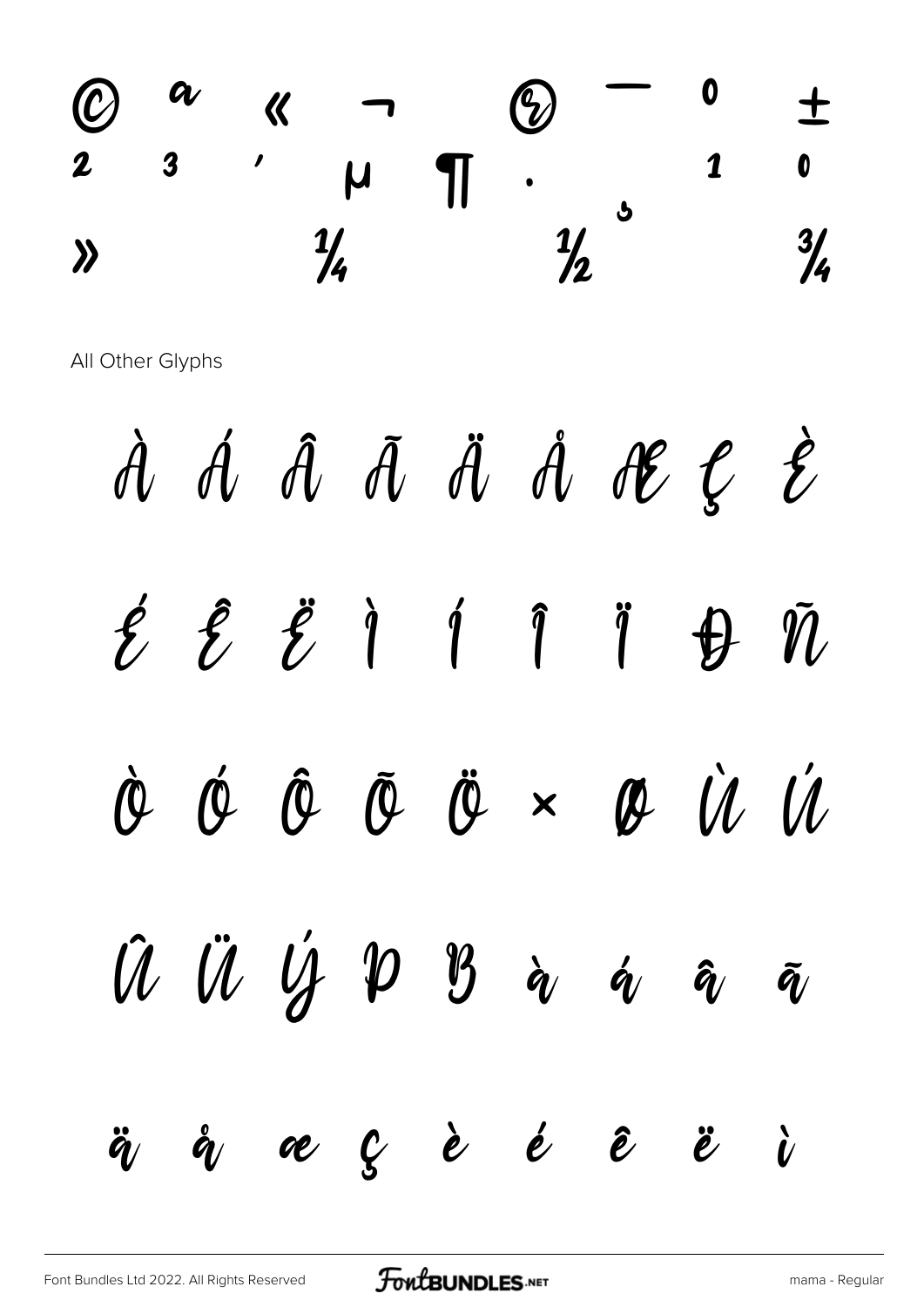© ª « ¬ ® ¯ ° ±
² ³ ´ µ ¶ · ¸ ¹ º
» ¼ ½ ¾

All Other Glyphs

À Á Â Ã Ä Å Æ Ç È

É Ê Ë Ì Í Î Ï Ð Ñ

Ò Ó Ô Õ Ö × Ø Ù Ú

Û Ü Ý Þ ß à á â ã

ä å æ ç è é ê ë ì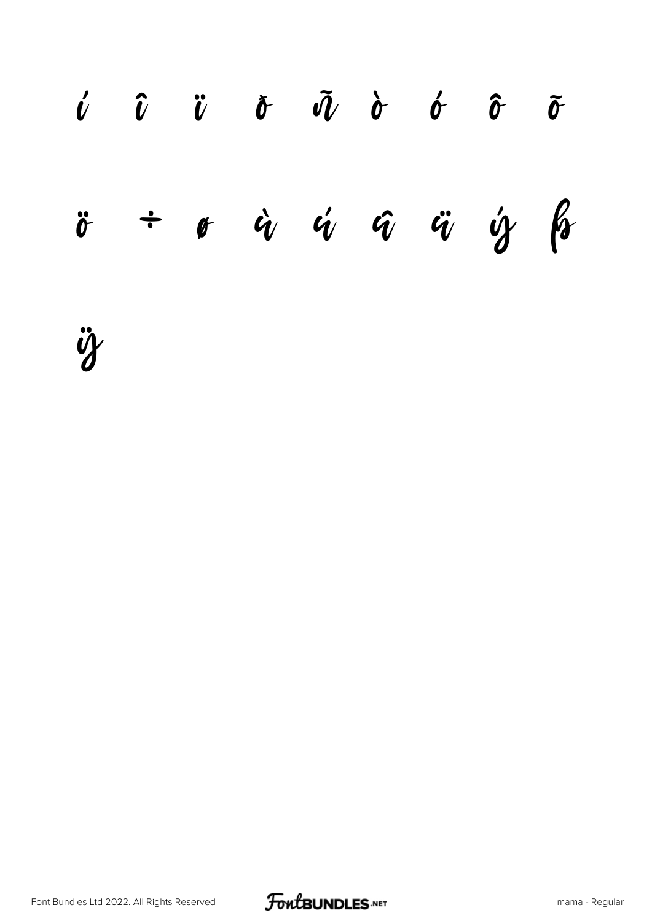í î ï ð ñ ò ó ô õ

ö ÷ ø ù ú û ü ý þ

ÿ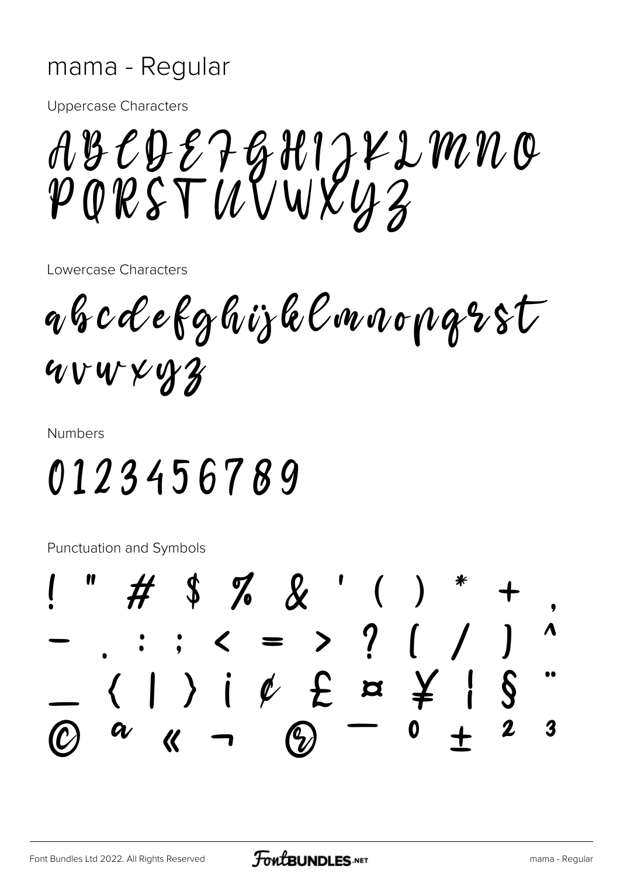mama - Regular

Uppercase Characters

ABCDEFGHIJKLMNO
PQRSTUVWXYZ

Lowercase Characters

abcdefghijklmnopqrst
uvwxyz

Numbers

0123456789

Punctuation and Symbols

! " # $ % & ' ( ) * + ,
- . : ; < = > ? [ / ] ^
_ { | } ¡ ¢ £ ¤ ¥ ¦ § ¨
© ª « ¬ ® ¯ ° ± ² ³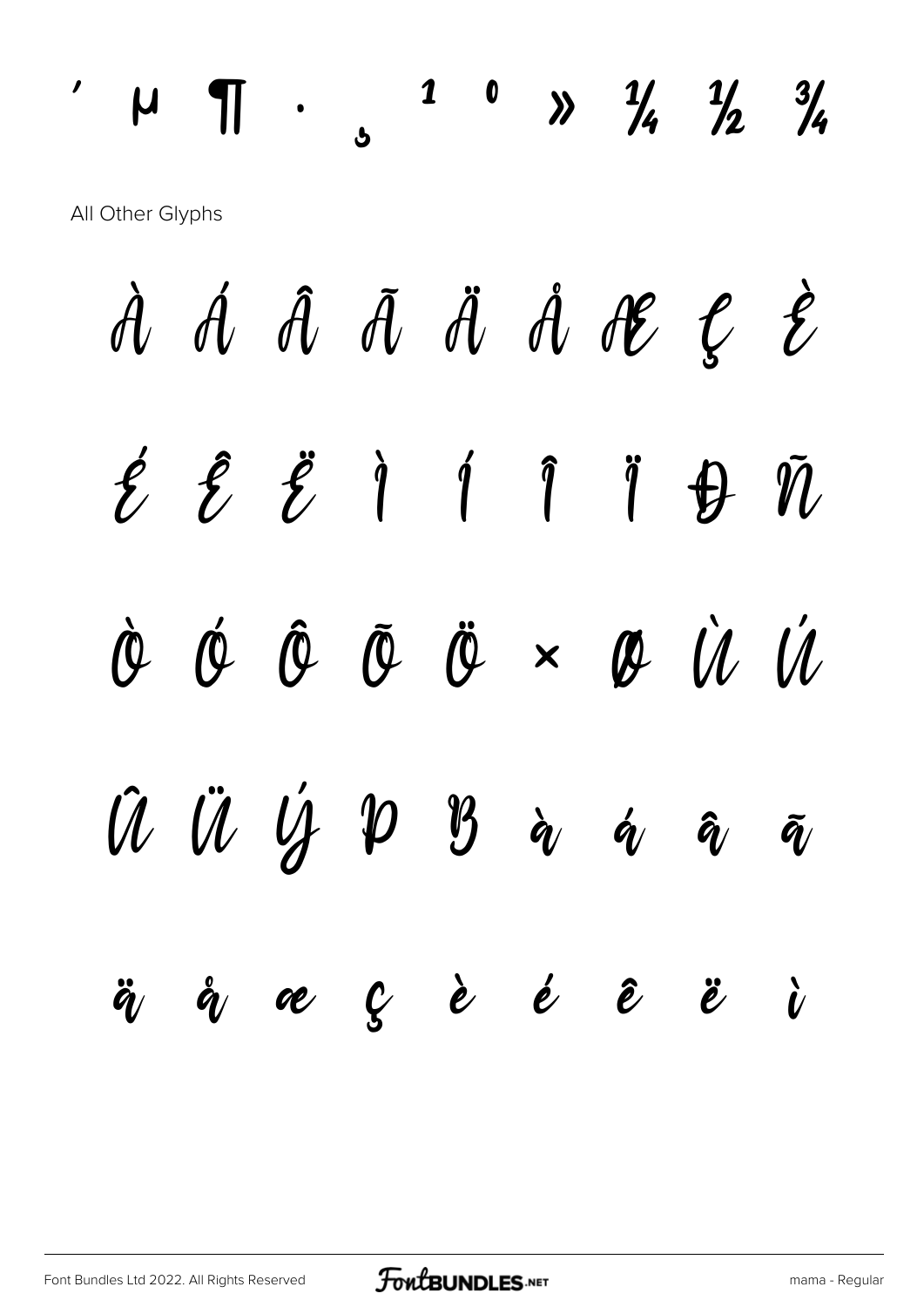´ µ ¶ · ¸ ¹ º » ¼ ½ ¾

All Other Glyphs

À Á Â Ã Ä Å Æ Ç È

É Ê Ë Ì Í Î Ï Ð Ñ

Ò Ó Ô Õ Ö × Ø Ù Ú

Û Ü Ý Þ ß à á â ã

ä å æ ç è é ê ë ì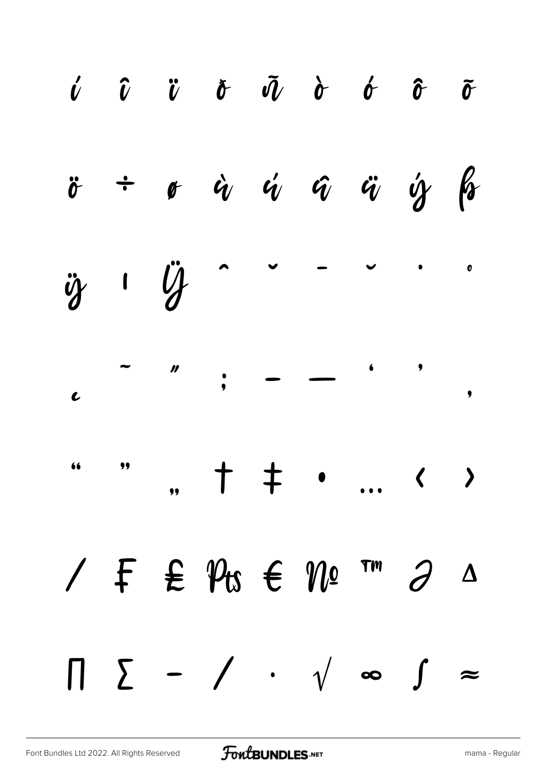í î ï ð ñ ò ó ô õ

ö ÷ ø ù ú û ü ý þ

ÿ ı Ÿ ˆ ˇ ¯ ˘ ˙ ˚

¸ ˜ ˝ ; – — ' ' ‚

" " „ † ‡ • … ‹ ›

⁄ ₣ ₤ ₧ € № ™ ∂ ∆

∏ ∑ − ∕ ∙ √ ∞ ∫ ≈

Font Bundles Ltd 2022. All Rights Reserved

mama - Regular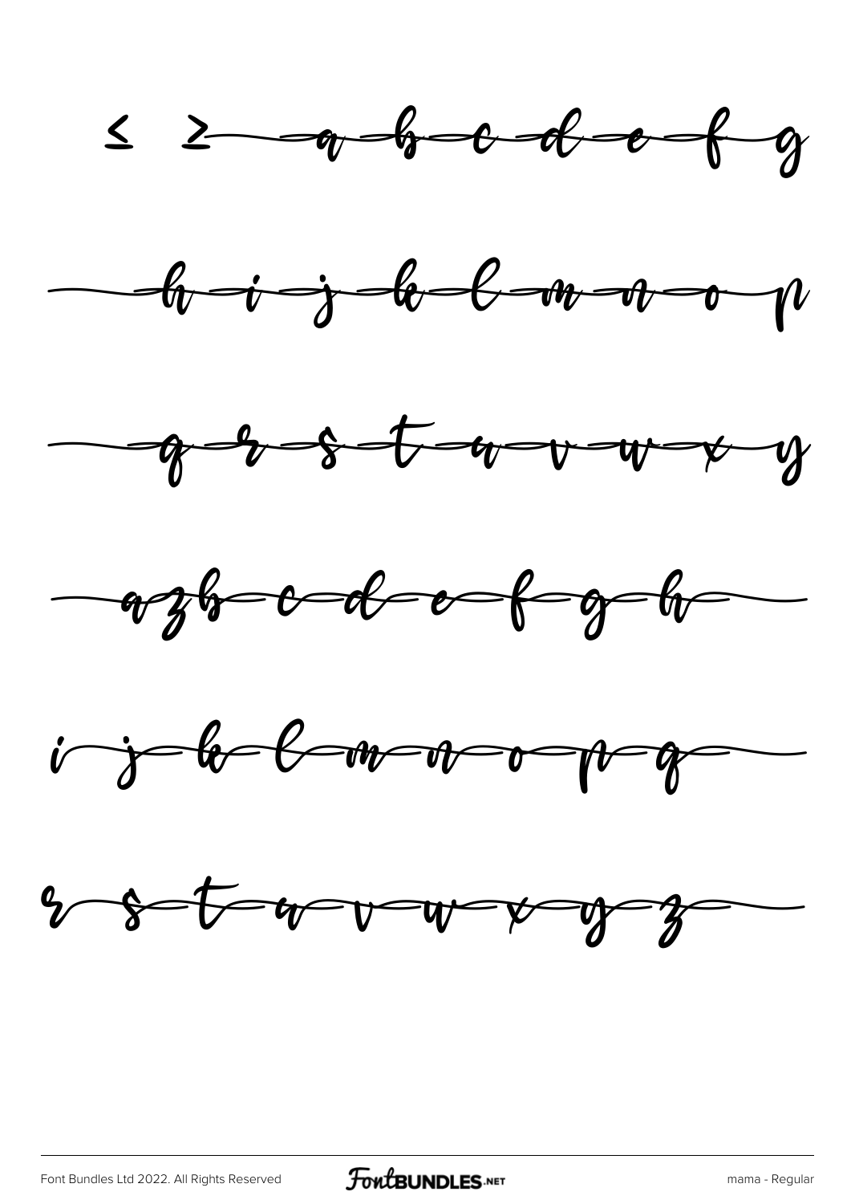≤ ≥ a b c d e f g

h i j k l m n o p

q r s t u v w x y

a z b c d e f g h

i j k l m n o p q

r s t u v w x y z